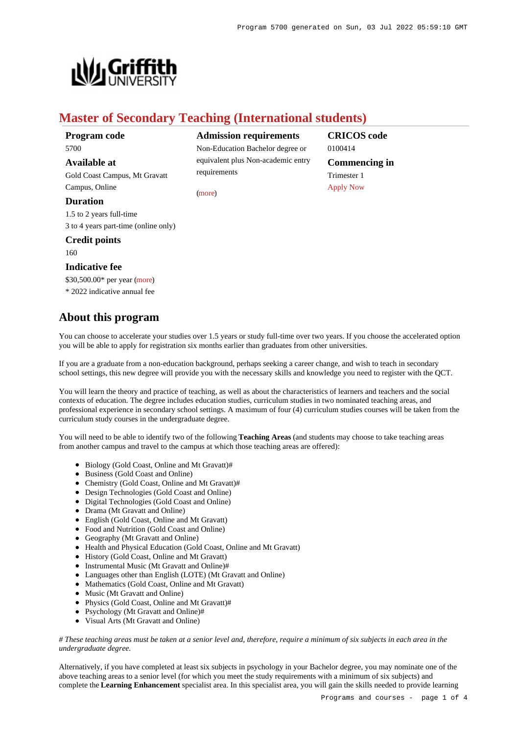# Master of Secondary Teaching (International students)

**Program code**
5700

**Available at**
Gold Coast Campus, Mt Gravatt Campus, Online

**Duration**
1.5 to 2 years full-time
3 to 4 years part-time (online only)

**Credit points**
160

**Indicative fee**
$30,500.00* per year (more)
* 2022 indicative annual fee

**Admission requirements**
Non-Education Bachelor degree or equivalent plus Non-academic entry requirements

(more)

**CRICOS code**
0100414

**Commencing in**
Trimester 1
Apply Now

## About this program

You can choose to accelerate your studies over 1.5 years or study full-time over two years. If you choose the accelerated option you will be able to apply for registration six months earlier than graduates from other universities.

If you are a graduate from a non-education background, perhaps seeking a career change, and wish to teach in secondary school settings, this new degree will provide you with the necessary skills and knowledge you need to register with the QCT.

You will learn the theory and practice of teaching, as well as about the characteristics of learners and teachers and the social contexts of education. The degree includes education studies, curriculum studies in two nominated teaching areas, and professional experience in secondary school settings. A maximum of four (4) curriculum studies courses will be taken from the curriculum study courses in the undergraduate degree.

You will need to be able to identify two of the following **Teaching Areas** (and students may choose to take teaching areas from another campus and travel to the campus at which those teaching areas are offered):

- Biology (Gold Coast, Online and Mt Gravatt)#
- Business (Gold Coast and Online)
- Chemistry (Gold Coast, Online and Mt Gravatt)#
- Design Technologies (Gold Coast and Online)
- Digital Technologies (Gold Coast and Online)
- Drama (Mt Gravatt and Online)
- English (Gold Coast, Online and Mt Gravatt)
- Food and Nutrition (Gold Coast and Online)
- Geography (Mt Gravatt and Online)
- Health and Physical Education (Gold Coast, Online and Mt Gravatt)
- History (Gold Coast, Online and Mt Gravatt)
- Instrumental Music (Mt Gravatt and Online)#
- Languages other than English (LOTE) (Mt Gravatt and Online)
- Mathematics (Gold Coast, Online and Mt Gravatt)
- Music (Mt Gravatt and Online)
- Physics (Gold Coast, Online and Mt Gravatt)#
- Psychology (Mt Gravatt and Online)#
- Visual Arts (Mt Gravatt and Online)

*# These teaching areas must be taken at a senior level and, therefore, require a minimum of six subjects in each area in the undergraduate degree.*

Alternatively, if you have completed at least six subjects in psychology in your Bachelor degree, you may nominate one of the above teaching areas to a senior level (for which you meet the study requirements with a minimum of six subjects) and complete the **Learning Enhancement** specialist area. In this specialist area, you will gain the skills needed to provide learning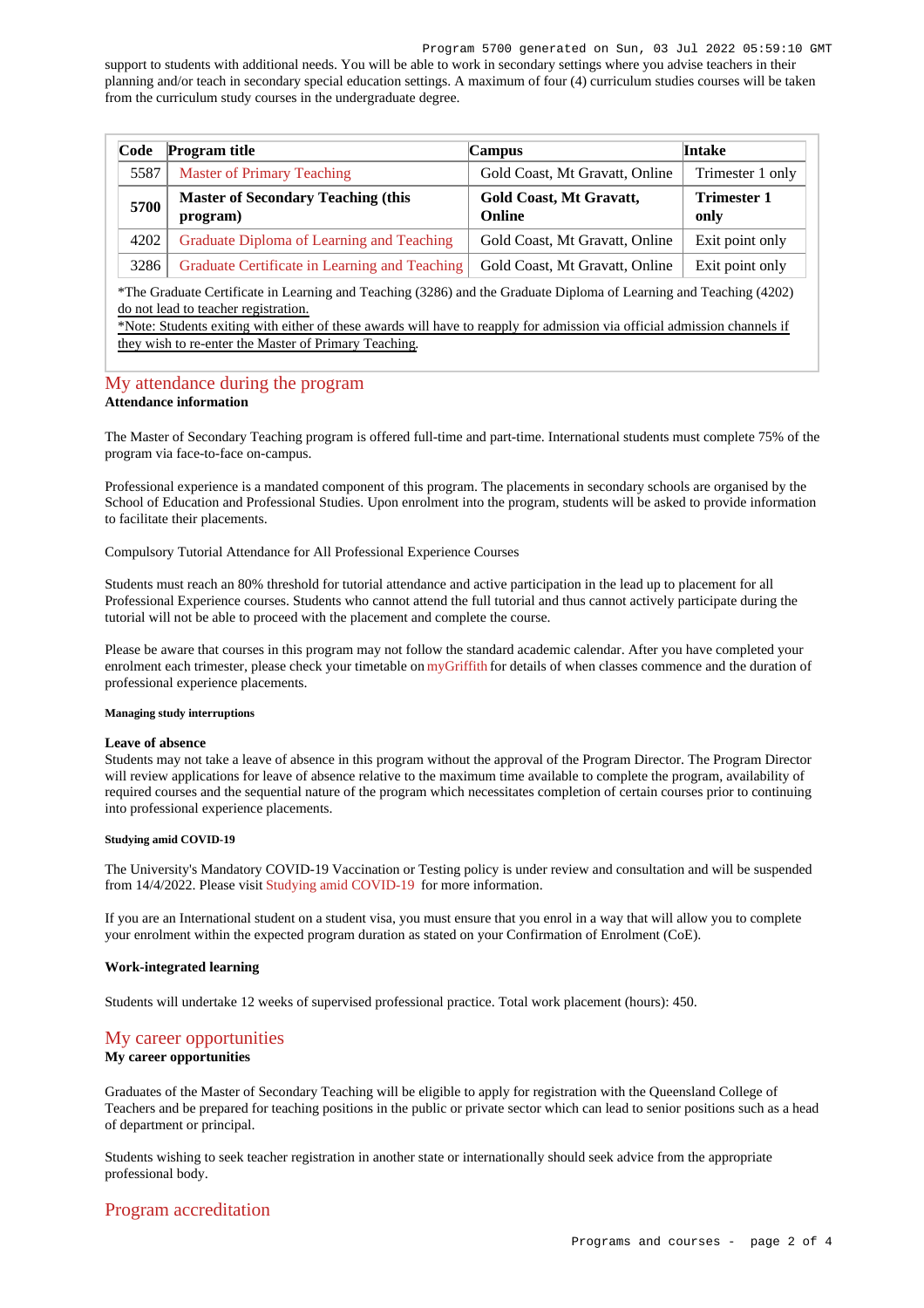support to students with additional needs. You will be able to work in secondary settings where you advise teachers in their planning and/or teach in secondary special education settings. A maximum of four (4) curriculum studies courses will be taken from the curriculum study courses in the undergraduate degree.

| Code | Program title | Campus | Intake |
|---|---|---|---|
| 5587 | Master of Primary Teaching | Gold Coast, Mt Gravatt, Online | Trimester 1 only |
| **5700** | **Master of Secondary Teaching (this program)** | **Gold Coast, Mt Gravatt, Online** | **Trimester 1 only** |
| 4202 | Graduate Diploma of Learning and Teaching | Gold Coast, Mt Gravatt, Online | Exit point only |
| 3286 | Graduate Certificate in Learning and Teaching | Gold Coast, Mt Gravatt, Online | Exit point only |

*The Graduate Certificate in Learning and Teaching (3286) and the Graduate Diploma of Learning and Teaching (4202) do not lead to teacher registration.
*Note: Students exiting with either of these awards will have to reapply for admission via official admission channels if they wish to re-enter the Master of Primary Teaching.

## My attendance during the program

**Attendance information**

The Master of Secondary Teaching program is offered full-time and part-time. International students must complete 75% of the program via face-to-face on-campus.

Professional experience is a mandated component of this program. The placements in secondary schools are organised by the School of Education and Professional Studies. Upon enrolment into the program, students will be asked to provide information to facilitate their placements.

Compulsory Tutorial Attendance for All Professional Experience Courses

Students must reach an 80% threshold for tutorial attendance and active participation in the lead up to placement for all Professional Experience courses. Students who cannot attend the full tutorial and thus cannot actively participate during the tutorial will not be able to proceed with the placement and complete the course.

Please be aware that courses in this program may not follow the standard academic calendar. After you have completed your enrolment each trimester, please check your timetable on myGriffith for details of when classes commence and the duration of professional experience placements.

**Managing study interruptions**

**Leave of absence**
Students may not take a leave of absence in this program without the approval of the Program Director. The Program Director will review applications for leave of absence relative to the maximum time available to complete the program, availability of required courses and the sequential nature of the program which necessitates completion of certain courses prior to continuing into professional experience placements.

**Studying amid COVID-19**

The University's Mandatory COVID-19 Vaccination or Testing policy is under review and consultation and will be suspended from 14/4/2022. Please visit Studying amid COVID-19 for more information.

If you are an International student on a student visa, you must ensure that you enrol in a way that will allow you to complete your enrolment within the expected program duration as stated on your Confirmation of Enrolment (CoE).

**Work-integrated learning**

Students will undertake 12 weeks of supervised professional practice. Total work placement (hours): 450.

## My career opportunities

**My career opportunities**

Graduates of the Master of Secondary Teaching will be eligible to apply for registration with the Queensland College of Teachers and be prepared for teaching positions in the public or private sector which can lead to senior positions such as a head of department or principal.

Students wishing to seek teacher registration in another state or internationally should seek advice from the appropriate professional body.

## Program accreditation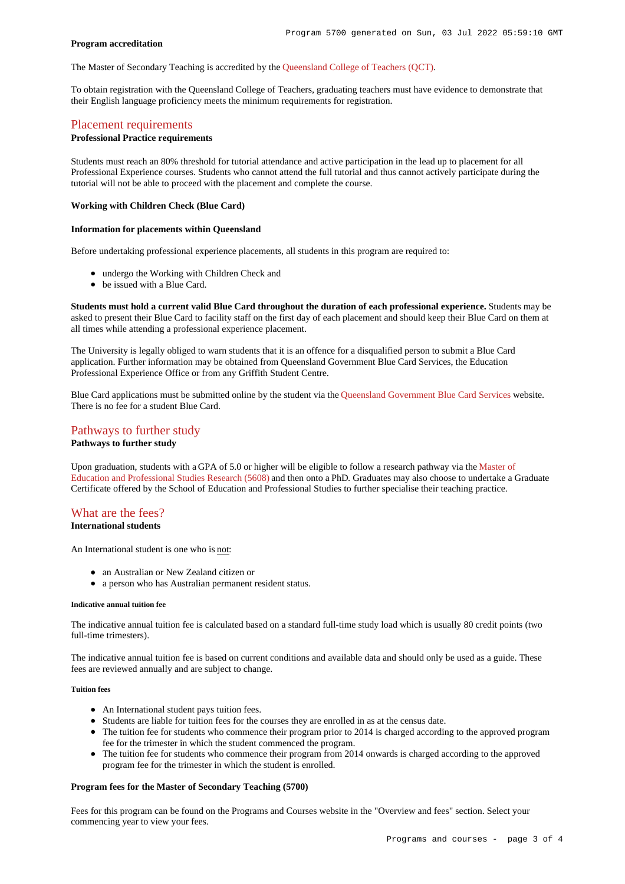**Program accreditation**

The Master of Secondary Teaching is accredited by the Queensland College of Teachers (QCT).

To obtain registration with the Queensland College of Teachers, graduating teachers must have evidence to demonstrate that their English language proficiency meets the minimum requirements for registration.

## Placement requirements

**Professional Practice requirements**

Students must reach an 80% threshold for tutorial attendance and active participation in the lead up to placement for all Professional Experience courses. Students who cannot attend the full tutorial and thus cannot actively participate during the tutorial will not be able to proceed with the placement and complete the course.

**Working with Children Check (Blue Card)**

**Information for placements within Queensland**

Before undertaking professional experience placements, all students in this program are required to:

- undergo the Working with Children Check and
- be issued with a Blue Card.

**Students must hold a current valid Blue Card throughout the duration of each professional experience.** Students may be asked to present their Blue Card to facility staff on the first day of each placement and should keep their Blue Card on them at all times while attending a professional experience placement.

The University is legally obliged to warn students that it is an offence for a disqualified person to submit a Blue Card application. Further information may be obtained from Queensland Government Blue Card Services, the Education Professional Experience Office or from any Griffith Student Centre.

Blue Card applications must be submitted online by the student via the Queensland Government Blue Card Services website. There is no fee for a student Blue Card.

## Pathways to further study

**Pathways to further study**

Upon graduation, students with a GPA of 5.0 or higher will be eligible to follow a research pathway via the Master of Education and Professional Studies Research (5608) and then onto a PhD. Graduates may also choose to undertake a Graduate Certificate offered by the School of Education and Professional Studies to further specialise their teaching practice.

## What are the fees?

**International students**

An International student is one who is not:

- an Australian or New Zealand citizen or
- a person who has Australian permanent resident status.

**Indicative annual tuition fee**

The indicative annual tuition fee is calculated based on a standard full-time study load which is usually 80 credit points (two full-time trimesters).

The indicative annual tuition fee is based on current conditions and available data and should only be used as a guide. These fees are reviewed annually and are subject to change.

**Tuition fees**

- An International student pays tuition fees.
- Students are liable for tuition fees for the courses they are enrolled in as at the census date.
- The tuition fee for students who commence their program prior to 2014 is charged according to the approved program fee for the trimester in which the student commenced the program.
- The tuition fee for students who commence their program from 2014 onwards is charged according to the approved program fee for the trimester in which the student is enrolled.

**Program fees for the Master of Secondary Teaching (5700)**

Fees for this program can be found on the Programs and Courses website in the "Overview and fees" section. Select your commencing year to view your fees.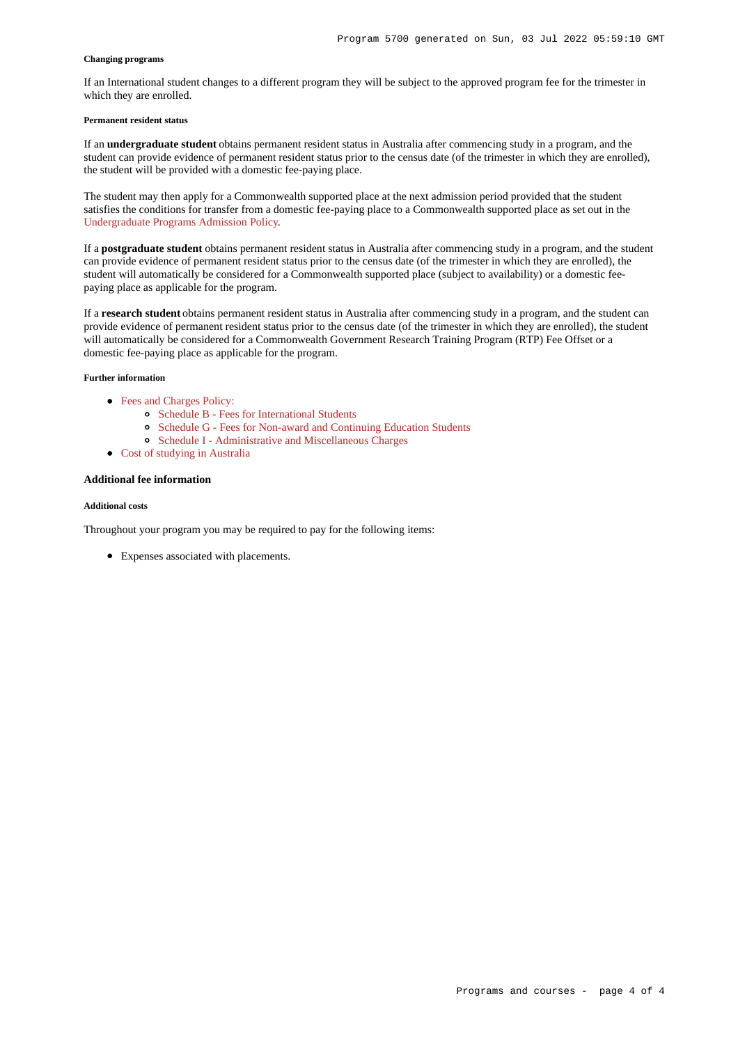#### Changing programs

If an International student changes to a different program they will be subject to the approved program fee for the trimester in which they are enrolled.

#### Permanent resident status

If an **undergraduate student** obtains permanent resident status in Australia after commencing study in a program, and the student can provide evidence of permanent resident status prior to the census date (of the trimester in which they are enrolled), the student will be provided with a domestic fee-paying place.

The student may then apply for a Commonwealth supported place at the next admission period provided that the student satisfies the conditions for transfer from a domestic fee-paying place to a Commonwealth supported place as set out in the Undergraduate Programs Admission Policy.

If a **postgraduate student** obtains permanent resident status in Australia after commencing study in a program, and the student can provide evidence of permanent resident status prior to the census date (of the trimester in which they are enrolled), the student will automatically be considered for a Commonwealth supported place (subject to availability) or a domestic fee-paying place as applicable for the program.

If a **research student** obtains permanent resident status in Australia after commencing study in a program, and the student can provide evidence of permanent resident status prior to the census date (of the trimester in which they are enrolled), the student will automatically be considered for a Commonwealth Government Research Training Program (RTP) Fee Offset or a domestic fee-paying place as applicable for the program.

#### Further information

- Fees and Charges Policy:
  - Schedule B - Fees for International Students
  - Schedule G - Fees for Non-award and Continuing Education Students
  - Schedule I - Administrative and Miscellaneous Charges
- Cost of studying in Australia

### Additional fee information

#### Additional costs

Throughout your program you may be required to pay for the following items:

- Expenses associated with placements.